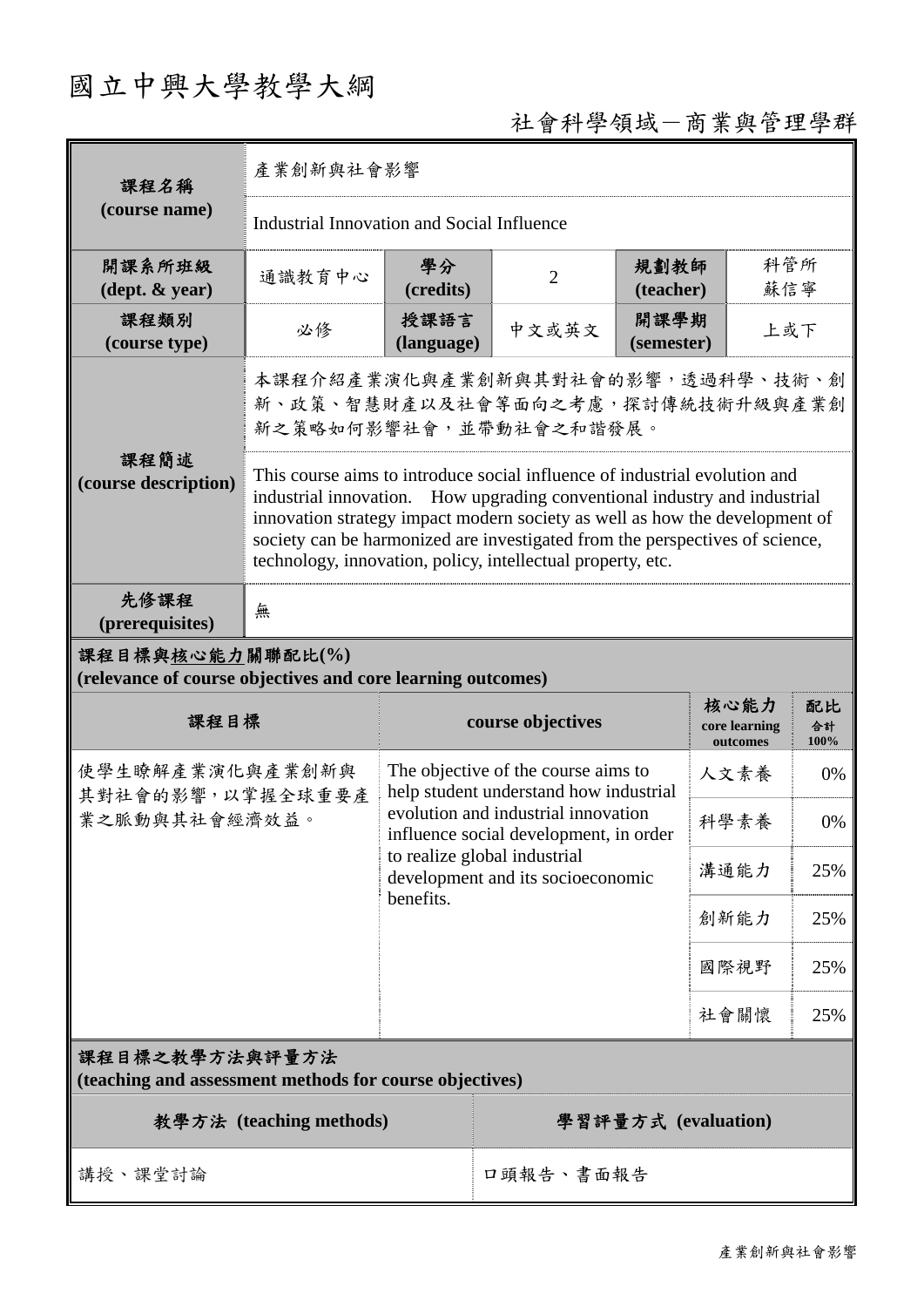# 國立中興大學教學大綱

## 社會科學領域－商業與管理學群

| **課程名稱 (course name)** | 產業創新與社會影響 | | | | |
|---|---|---|---|---|---|
| | Industrial Innovation and Social Influence | | | | |
| **開課系所班級 (dept. & year)** | 通識教育中心 | **學分 (credits)** | 2 | **規劃教師 (teacher)** | 科管所 蘇信寧 |
| **課程類別 (course type)** | 必修 | **授課語言 (language)** | 中文或英文 | **開課學期 (semester)** | 上或下 |
| **課程簡述 (course description)** | 本課程介紹產業演化與產業創新與其對社會的影響，透過科學、技術、創新、政策、智慧財產以及社會等面向之考慮，探討傳統技術升級與產業創新之策略如何影響社會，並帶動社會之和諧發展。 | | | | |
| | This course aims to introduce social influence of industrial evolution and industrial innovation. How upgrading conventional industry and industrial innovation strategy impact modern society as well as how the development of society can be harmonized are investigated from the perspectives of science, technology, innovation, policy, intellectual property, etc. | | | | |
| **先修課程 (prerequisites)** | 無 | | | | |

**課程目標與核心能力關聯配比(%)**
**(relevance of course objectives and core learning outcomes)**

| 課程目標 | course objectives | 核心能力 core learning outcomes | 配比 合計 100% |
|---|---|---|---|
| 使學生瞭解產業演化與產業創新與其對社會的影響，以掌握全球重要產業之脈動與其社會經濟效益。 | The objective of the course aims to help student understand how industrial evolution and industrial innovation influence social development, in order to realize global industrial development and its socioeconomic benefits. | 人文素養 | 0% |
| | | 科學素養 | 0% |
| | | 溝通能力 | 25% |
| | | 創新能力 | 25% |
| | | 國際視野 | 25% |
| | | 社會關懷 | 25% |

**課程目標之教學方法與評量方法**
**(teaching and assessment methods for course objectives)**

| 教學方法 (teaching methods) | 學習評量方式 (evaluation) |
|---|---|
| 講授、課堂討論 | 口頭報告、書面報告 |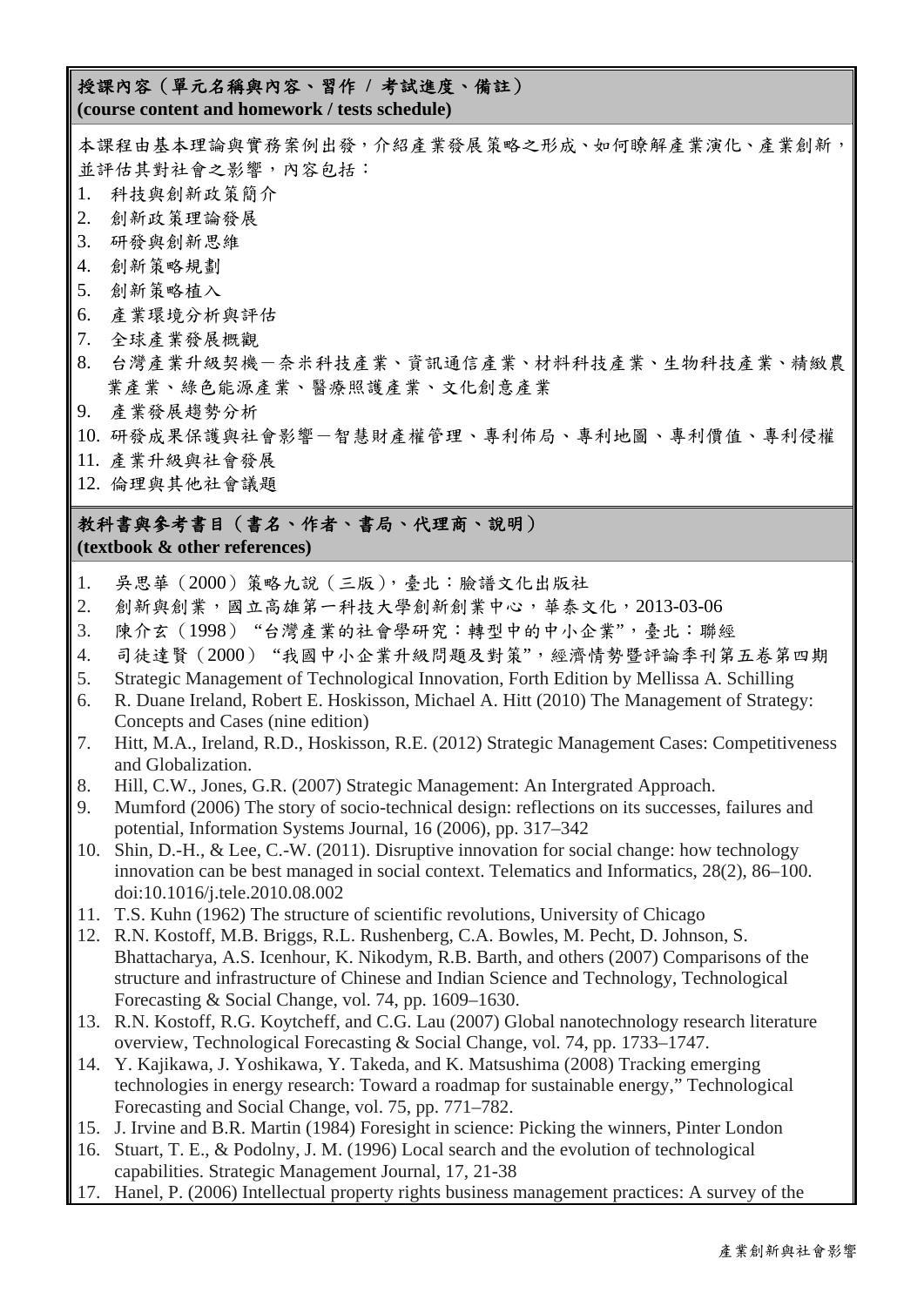## 授課內容（單元名稱與內容、習作 / 考試進度、備註）
**(course content and homework / tests schedule)**

本課程由基本理論與實務案例出發，介紹產業發展策略之形成、如何瞭解產業演化、產業創新，並評估其對社會之影響，內容包括：

1. 科技與創新政策簡介
2. 創新政策理論發展
3. 研發與創新思維
4. 創新策略規劃
5. 創新策略植入
6. 產業環境分析與評估
7. 全球產業發展概觀
8. 台灣產業升級契機－奈米科技產業、資訊通信產業、材料科技產業、生物科技產業、精緻農業產業、綠色能源產業、醫療照護產業、文化創意產業
9. 產業發展趨勢分析
10. 研發成果保護與社會影響－智慧財產權管理、專利佈局、專利地圖、專利價值、專利侵權
11. 產業升級與社會發展
12. 倫理與其他社會議題

## 教科書與參考書目（書名、作者、書局、代理商、說明）
**(textbook & other references)**

1. 吳思華（2000）策略九說（三版），臺北：臉譜文化出版社
2. 創新與創業，國立高雄第一科技大學創新創業中心，華泰文化，2013-03-06
3. 陳介玄（1998）"台灣產業的社會學研究：轉型中的中小企業"，臺北：聯經
4. 司徒達賢（2000）"我國中小企業升級問題及對策"，經濟情勢暨評論季刊第五卷第四期
5. Strategic Management of Technological Innovation, Forth Edition by Mellissa A. Schilling
6. R. Duane Ireland, Robert E. Hoskisson, Michael A. Hitt (2010) The Management of Strategy: Concepts and Cases (nine edition)
7. Hitt, M.A., Ireland, R.D., Hoskisson, R.E. (2012) Strategic Management Cases: Competitiveness and Globalization.
8. Hill, C.W., Jones, G.R. (2007) Strategic Management: An Intergrated Approach.
9. Mumford (2006) The story of socio-technical design: reflections on its successes, failures and potential, Information Systems Journal, 16 (2006), pp. 317–342
10. Shin, D.-H., & Lee, C.-W. (2011). Disruptive innovation for social change: how technology innovation can be best managed in social context. Telematics and Informatics, 28(2), 86–100. doi:10.1016/j.tele.2010.08.002
11. T.S. Kuhn (1962) The structure of scientific revolutions, University of Chicago
12. R.N. Kostoff, M.B. Briggs, R.L. Rushenberg, C.A. Bowles, M. Pecht, D. Johnson, S. Bhattacharya, A.S. Icenhour, K. Nikodym, R.B. Barth, and others (2007) Comparisons of the structure and infrastructure of Chinese and Indian Science and Technology, Technological Forecasting & Social Change, vol. 74, pp. 1609–1630.
13. R.N. Kostoff, R.G. Koytcheff, and C.G. Lau (2007) Global nanotechnology research literature overview, Technological Forecasting & Social Change, vol. 74, pp. 1733–1747.
14. Y. Kajikawa, J. Yoshikawa, Y. Takeda, and K. Matsushima (2008) Tracking emerging technologies in energy research: Toward a roadmap for sustainable energy," Technological Forecasting and Social Change, vol. 75, pp. 771–782.
15. J. Irvine and B.R. Martin (1984) Foresight in science: Picking the winners, Pinter London
16. Stuart, T. E., & Podolny, J. M. (1996) Local search and the evolution of technological capabilities. Strategic Management Journal, 17, 21-38
17. Hanel, P. (2006) Intellectual property rights business management practices: A survey of the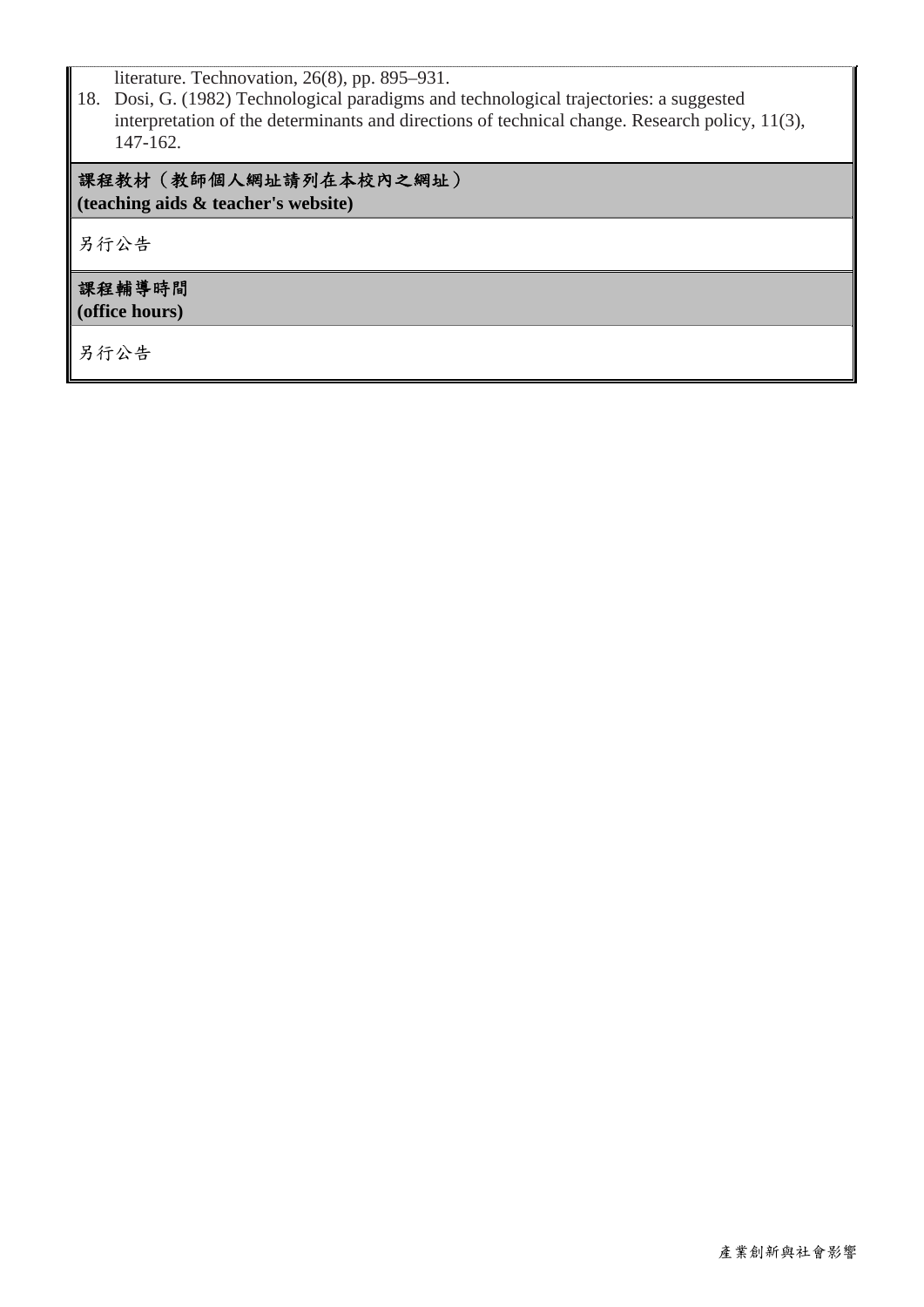literature. Technovation, 26(8), pp. 895–931.

18. Dosi, G. (1982) Technological paradigms and technological trajectories: a suggested interpretation of the determinants and directions of technical change. Research policy, 11(3), 147-162.

**課程教材（教師個人網址請列在本校內之網址）**
**(teaching aids & teacher's website)**

另行公告

**課程輔導時間**
**(office hours)**

另行公告